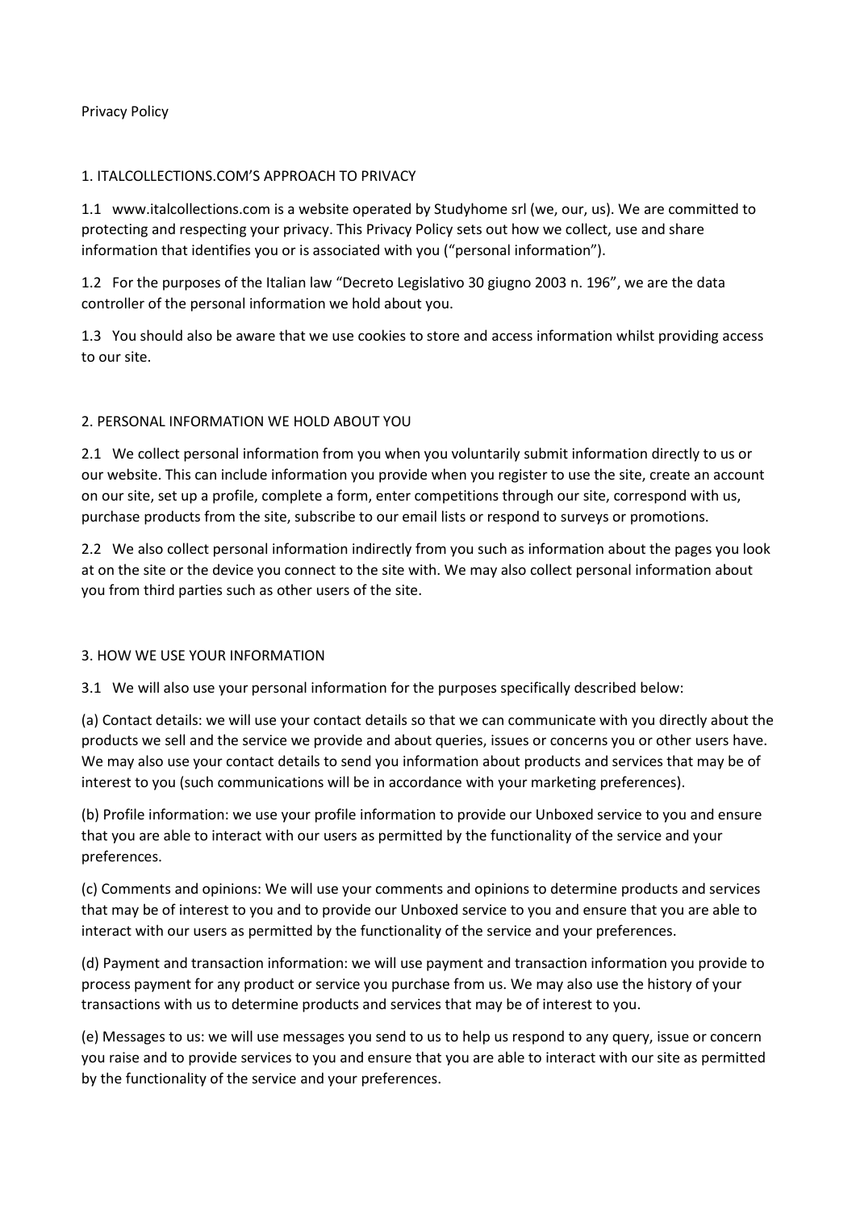# Privacy Policy

## 1. ITALCOLLECTIONS.COM'S APPROACH TO PRIVACY

1.1 www.italcollections.com is a website operated by Studyhome srl (we, our, us). We are committed to protecting and respecting your privacy. This Privacy Policy sets out how we collect, use and share information that identifies you or is associated with you ("personal information").

1.2 For the purposes of the Italian law "Decreto Legislativo 30 giugno 2003 n. 196", we are the data controller of the personal information we hold about you.

1.3 You should also be aware that we use cookies to store and access information whilst providing access to our site.

## 2. PERSONAL INFORMATION WE HOLD ABOUT YOU

2.1 We collect personal information from you when you voluntarily submit information directly to us or our website. This can include information you provide when you register to use the site, create an account on our site, set up a profile, complete a form, enter competitions through our site, correspond with us, purchase products from the site, subscribe to our email lists or respond to surveys or promotions.

2.2 We also collect personal information indirectly from you such as information about the pages you look at on the site or the device you connect to the site with. We may also collect personal information about you from third parties such as other users of the site.

## 3. HOW WE USE YOUR INFORMATION

3.1 We will also use your personal information for the purposes specifically described below:

(a) Contact details: we will use your contact details so that we can communicate with you directly about the products we sell and the service we provide and about queries, issues or concerns you or other users have. We may also use your contact details to send you information about products and services that may be of interest to you (such communications will be in accordance with your marketing preferences).

(b) Profile information: we use your profile information to provide our Unboxed service to you and ensure that you are able to interact with our users as permitted by the functionality of the service and your preferences.

(c) Comments and opinions: We will use your comments and opinions to determine products and services that may be of interest to you and to provide our Unboxed service to you and ensure that you are able to interact with our users as permitted by the functionality of the service and your preferences.

(d) Payment and transaction information: we will use payment and transaction information you provide to process payment for any product or service you purchase from us. We may also use the history of your transactions with us to determine products and services that may be of interest to you.

(e) Messages to us: we will use messages you send to us to help us respond to any query, issue or concern you raise and to provide services to you and ensure that you are able to interact with our site as permitted by the functionality of the service and your preferences.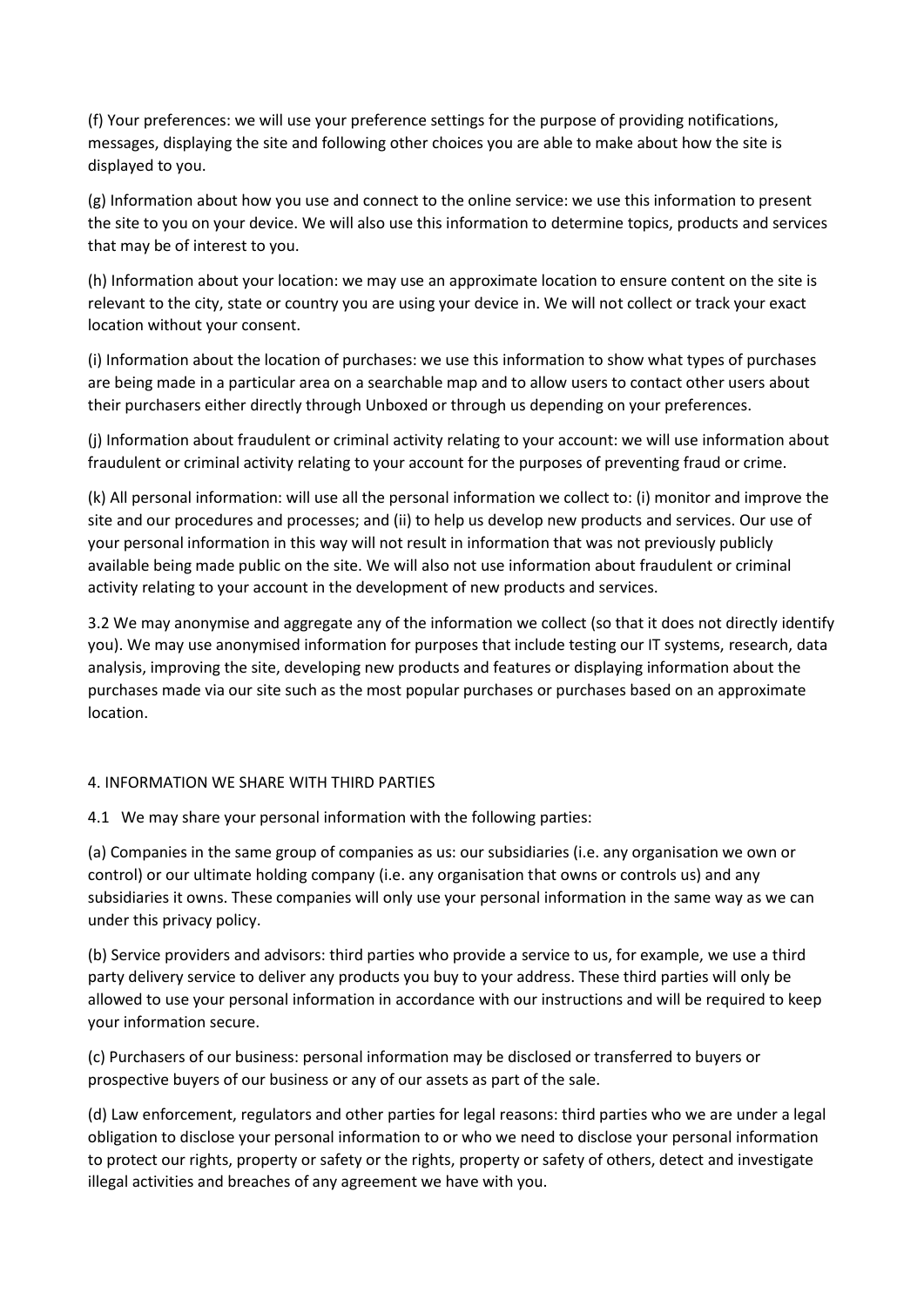(f) Your preferences: we will use your preference settings for the purpose of providing notifications, messages, displaying the site and following other choices you are able to make about how the site is displayed to you.

(g) Information about how you use and connect to the online service: we use this information to present the site to you on your device. We will also use this information to determine topics, products and services that may be of interest to you.

(h) Information about your location: we may use an approximate location to ensure content on the site is relevant to the city, state or country you are using your device in. We will not collect or track your exact location without your consent.

(i) Information about the location of purchases: we use this information to show what types of purchases are being made in a particular area on a searchable map and to allow users to contact other users about their purchasers either directly through Unboxed or through us depending on your preferences.

(j) Information about fraudulent or criminal activity relating to your account: we will use information about fraudulent or criminal activity relating to your account for the purposes of preventing fraud or crime.

(k) All personal information: will use all the personal information we collect to: (i) monitor and improve the site and our procedures and processes; and (ii) to help us develop new products and services. Our use of your personal information in this way will not result in information that was not previously publicly available being made public on the site. We will also not use information about fraudulent or criminal activity relating to your account in the development of new products and services.

3.2 We may anonymise and aggregate any of the information we collect (so that it does not directly identify you). We may use anonymised information for purposes that include testing our IT systems, research, data analysis, improving the site, developing new products and features or displaying information about the purchases made via our site such as the most popular purchases or purchases based on an approximate location.

## 4. INFORMATION WE SHARE WITH THIRD PARTIES

4.1 We may share your personal information with the following parties:

(a) Companies in the same group of companies as us: our subsidiaries (i.e. any organisation we own or control) or our ultimate holding company (i.e. any organisation that owns or controls us) and any subsidiaries it owns. These companies will only use your personal information in the same way as we can under this privacy policy.

(b) Service providers and advisors: third parties who provide a service to us, for example, we use a third party delivery service to deliver any products you buy to your address. These third parties will only be allowed to use your personal information in accordance with our instructions and will be required to keep your information secure.

(c) Purchasers of our business: personal information may be disclosed or transferred to buyers or prospective buyers of our business or any of our assets as part of the sale.

(d) Law enforcement, regulators and other parties for legal reasons: third parties who we are under a legal obligation to disclose your personal information to or who we need to disclose your personal information to protect our rights, property or safety or the rights, property or safety of others, detect and investigate illegal activities and breaches of any agreement we have with you.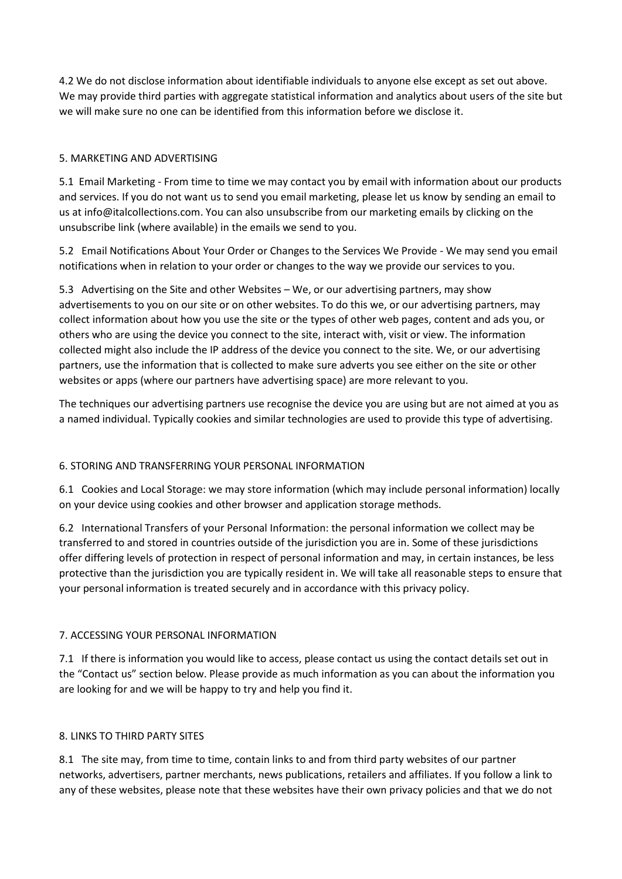4.2 We do not disclose information about identifiable individuals to anyone else except as set out above. We may provide third parties with aggregate statistical information and analytics about users of the site but we will make sure no one can be identified from this information before we disclose it.

## 5. MARKETING AND ADVERTISING

5.1 Email Marketing - From time to time we may contact you by email with information about our products and services. If you do not want us to send you email marketing, please let us know by sending an email to us at info@italcollections.com. You can also unsubscribe from our marketing emails by clicking on the unsubscribe link (where available) in the emails we send to you.

5.2 Email Notifications About Your Order or Changes to the Services We Provide - We may send you email notifications when in relation to your order or changes to the way we provide our services to you.

5.3 Advertising on the Site and other Websites – We, or our advertising partners, may show advertisements to you on our site or on other websites. To do this we, or our advertising partners, may collect information about how you use the site or the types of other web pages, content and ads you, or others who are using the device you connect to the site, interact with, visit or view. The information collected might also include the IP address of the device you connect to the site. We, or our advertising partners, use the information that is collected to make sure adverts you see either on the site or other websites or apps (where our partners have advertising space) are more relevant to you.

The techniques our advertising partners use recognise the device you are using but are not aimed at you as a named individual. Typically cookies and similar technologies are used to provide this type of advertising.

## 6. STORING AND TRANSFERRING YOUR PERSONAL INFORMATION

6.1 Cookies and Local Storage: we may store information (which may include personal information) locally on your device using cookies and other browser and application storage methods.

6.2 International Transfers of your Personal Information: the personal information we collect may be transferred to and stored in countries outside of the jurisdiction you are in. Some of these jurisdictions offer differing levels of protection in respect of personal information and may, in certain instances, be less protective than the jurisdiction you are typically resident in. We will take all reasonable steps to ensure that your personal information is treated securely and in accordance with this privacy policy.

## 7. ACCESSING YOUR PERSONAL INFORMATION

7.1 If there is information you would like to access, please contact us using the contact details set out in the "Contact us" section below. Please provide as much information as you can about the information you are looking for and we will be happy to try and help you find it.

## 8. LINKS TO THIRD PARTY SITES

8.1 The site may, from time to time, contain links to and from third party websites of our partner networks, advertisers, partner merchants, news publications, retailers and affiliates. If you follow a link to any of these websites, please note that these websites have their own privacy policies and that we do not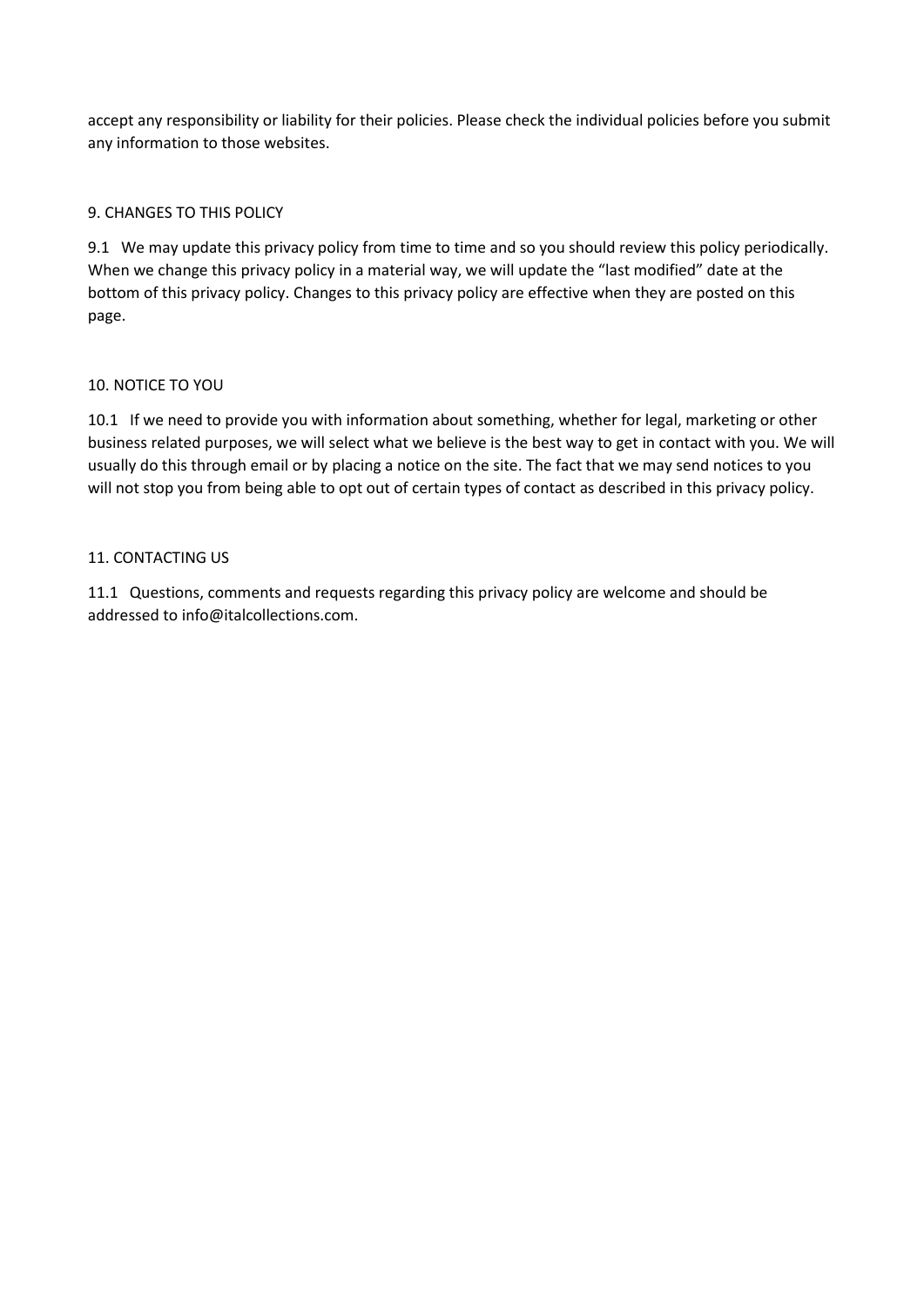accept any responsibility or liability for their policies. Please check the individual policies before you submit any information to those websites.

## 9. CHANGES TO THIS POLICY

9.1 We may update this privacy policy from time to time and so you should review this policy periodically. When we change this privacy policy in a material way, we will update the "last modified" date at the bottom of this privacy policy. Changes to this privacy policy are effective when they are posted on this page.

## 10. NOTICE TO YOU

10.1 If we need to provide you with information about something, whether for legal, marketing or other business related purposes, we will select what we believe is the best way to get in contact with you. We will usually do this through email or by placing a notice on the site. The fact that we may send notices to you will not stop you from being able to opt out of certain types of contact as described in this privacy policy.

## 11. CONTACTING US

11.1 Questions, comments and requests regarding this privacy policy are welcome and should be addressed to info@italcollections.com.